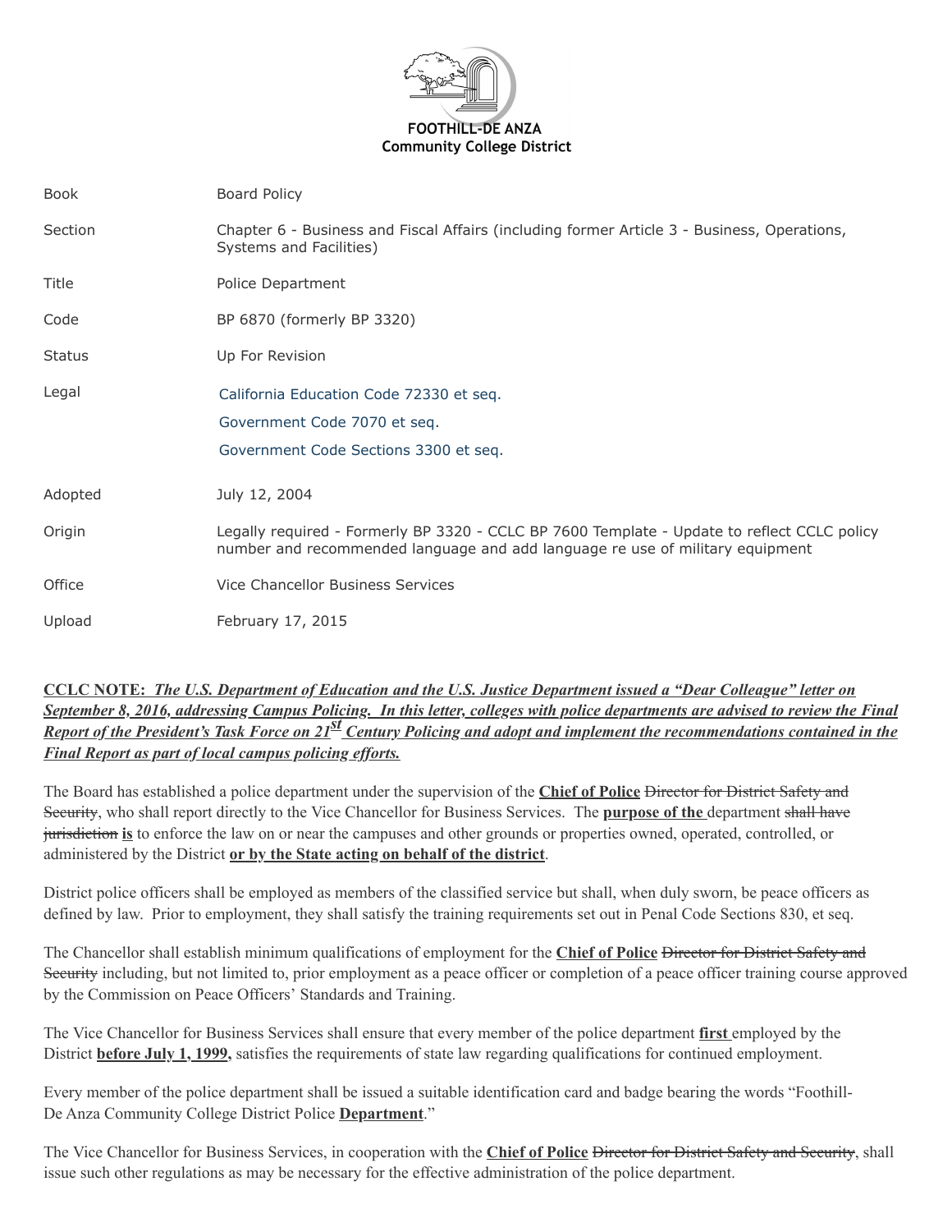**FOOTHILL-DE ANZA**
**Community College District**

| | |
|---|---|
| Book | Board Policy |
| Section | Chapter 6 - Business and Fiscal Affairs (including former Article 3 - Business, Operations, Systems and Facilities) |
| Title | Police Department |
| Code | BP 6870 (formerly BP 3320) |
| Status | Up For Revision |
| Legal | California Education Code 72330 et seq.<br>Government Code 7070 et seq.<br>Government Code Sections 3300 et seq. |
| Adopted | July 12, 2004 |
| Origin | Legally required - Formerly BP 3320 - CCLC BP 7600 Template - Update to reflect CCLC policy number and recommended language and add language re use of military equipment |
| Office | Vice Chancellor Business Services |
| Upload | February 17, 2015 |

**CCLC NOTE:** ***The U.S. Department of Education and the U.S. Justice Department issued a "Dear Colleague" letter on September 8, 2016, addressing Campus Policing. In this letter, colleges with police departments are advised to review the Final Report of the President's Task Force on 21st Century Policing and adopt and implement the recommendations contained in the Final Report as part of local campus policing efforts.***

The Board has established a police department under the supervision of the **Chief of Police** ~~Director for District Safety and Security~~, who shall report directly to the Vice Chancellor for Business Services. The **purpose of the** department ~~shall have jurisdiction~~ **is** to enforce the law on or near the campuses and other grounds or properties owned, operated, controlled, or administered by the District **or by the State acting on behalf of the district**.

District police officers shall be employed as members of the classified service but shall, when duly sworn, be peace officers as defined by law. Prior to employment, they shall satisfy the training requirements set out in Penal Code Sections 830, et seq.

The Chancellor shall establish minimum qualifications of employment for the **Chief of Police** ~~Director for District Safety and Security~~ including, but not limited to, prior employment as a peace officer or completion of a peace officer training course approved by the Commission on Peace Officers' Standards and Training.

The Vice Chancellor for Business Services shall ensure that every member of the police department **first** employed by the District **before July 1, 1999,** satisfies the requirements of state law regarding qualifications for continued employment.

Every member of the police department shall be issued a suitable identification card and badge bearing the words "Foothill-De Anza Community College District Police **Department**."

The Vice Chancellor for Business Services, in cooperation with the **Chief of Police** ~~Director for District Safety and Security~~, shall issue such other regulations as may be necessary for the effective administration of the police department.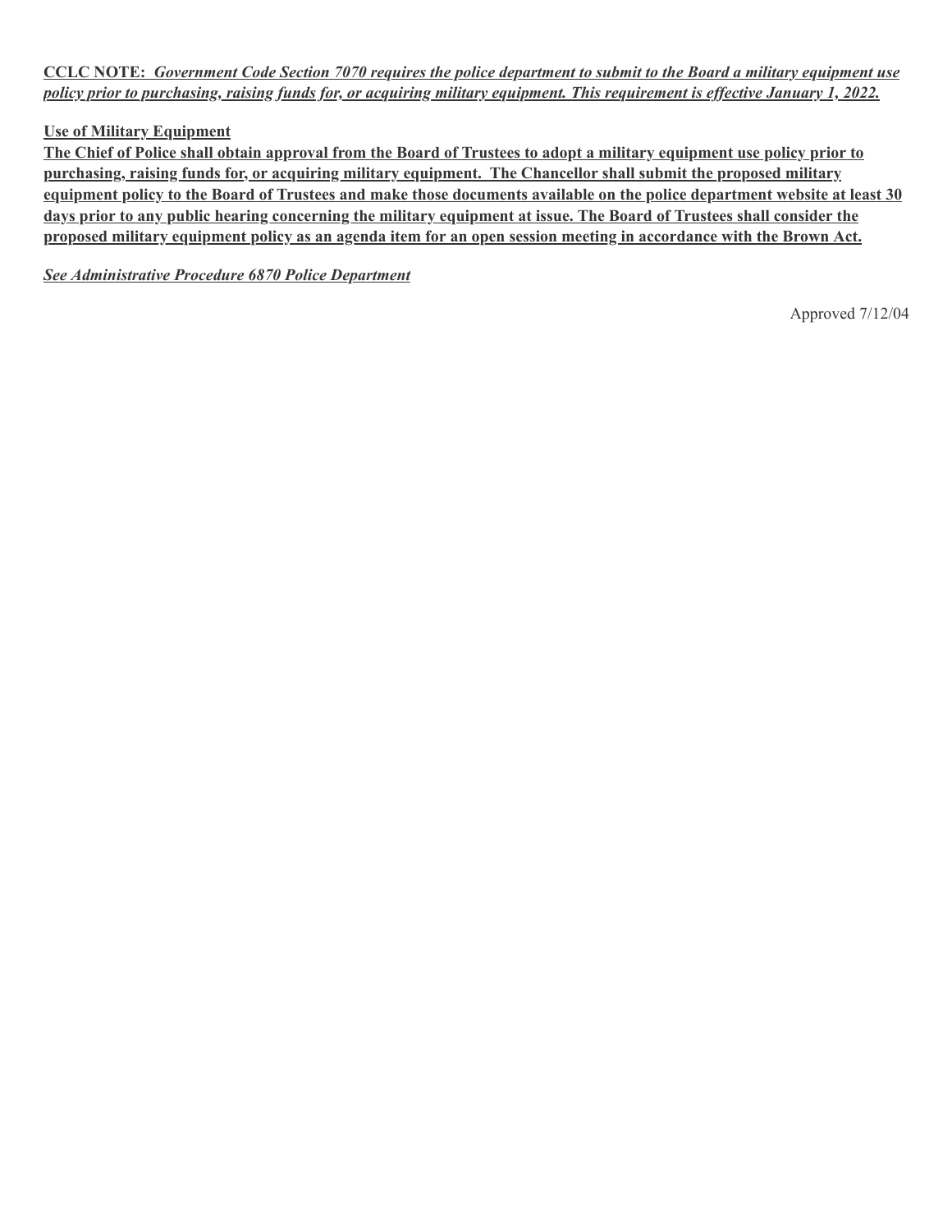**CCLC NOTE:** ***Government Code Section 7070 requires the police department to submit to the Board a military equipment use policy prior to purchasing, raising funds for, or acquiring military equipment. This requirement is effective January 1, 2022.***

**Use of Military Equipment**

**The Chief of Police shall obtain approval from the Board of Trustees to adopt a military equipment use policy prior to purchasing, raising funds for, or acquiring military equipment. The Chancellor shall submit the proposed military equipment policy to the Board of Trustees and make those documents available on the police department website at least 30 days prior to any public hearing concerning the military equipment at issue. The Board of Trustees shall consider the proposed military equipment policy as an agenda item for an open session meeting in accordance with the Brown Act.**

***See Administrative Procedure 6870 Police Department***

Approved 7/12/04